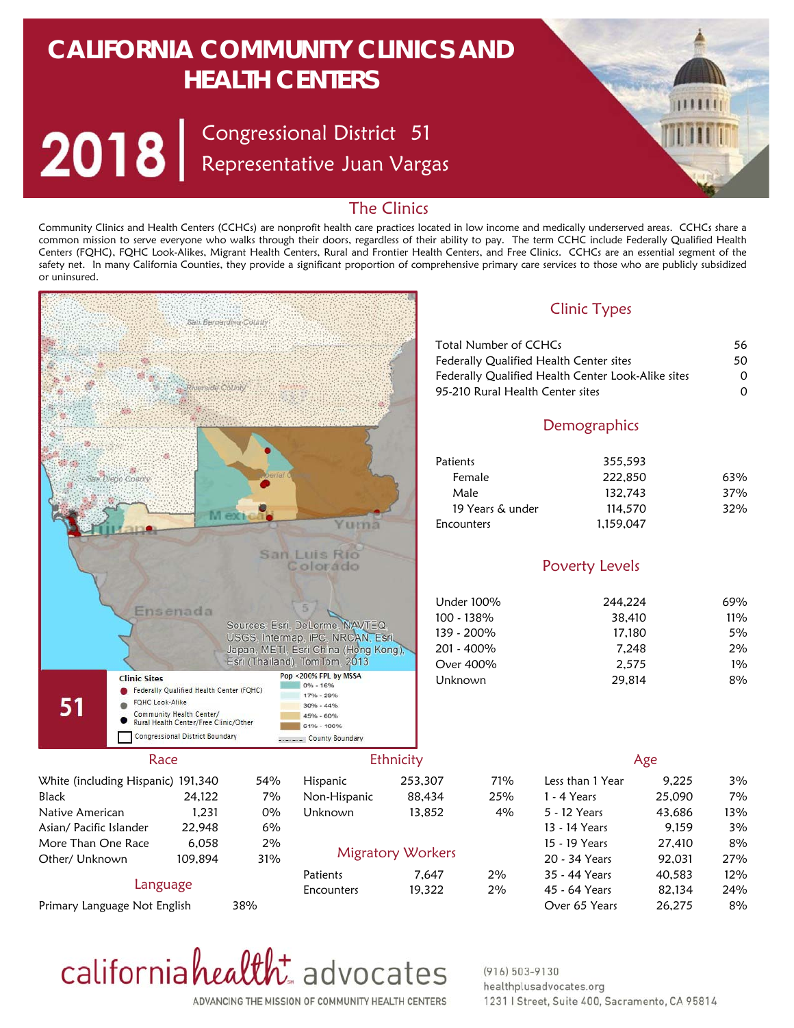# CALIFORNIA COMMUNITY CLINICS AND HEALTH CENTERS

## 2018 | Congressional District 51
## Representative Juan Vargas

## The Clinics

Community Clinics and Health Centers (CCHCs) are nonprofit health care practices located in low income and medically underserved areas. CCHCs share a common mission to serve everyone who walks through their doors, regardless of their ability to pay. The term CCHC include Federally Qualified Health Centers (FQHC), FQHC Look-Alikes, Migrant Health Centers, Rural and Frontier Health Centers, and Free Clinics. CCHCs are an essential segment of the safety net. In many California Counties, they provide a significant proportion of comprehensive primary care services to those who are publicly subsidized or uninsured.

Sources: Esri, DeLorme, NAVTEQ, USGS, Intermap, iPC, NRCAN, Esri Japan, METI, Esri China (Hong Kong), Esri (Thailand), TomTom, 2013

**51**

Clinic Sites
- Federally Qualified Health Center (FQHC)
- FQHC Look-Alike
- Community Health Center/ Rural Health Center/Free Clinic/Other
- Congressional District Boundary

Pop <200% FPL by MSSA
- 0% - 16%
- 17% - 29%
- 30% - 44%
- 45% - 60%
- 61% - 100%
- County Boundary

### Clinic Types

| | |
|---|---|
| Total Number of CCHCs | 56 |
| Federally Qualified Health Center sites | 50 |
| Federally Qualified Health Center Look-Alike sites | 0 |
| 95-210 Rural Health Center sites | 0 |

### Demographics

| | | |
|---|---|---|
| Patients | 355,593 | |
| Female | 222,850 | 63% |
| Male | 132,743 | 37% |
| 19 Years & under | 114,570 | 32% |
| Encounters | 1,159,047 | |

### Poverty Levels

| | | |
|---|---|---|
| Under 100% | 244,224 | 69% |
| 100 - 138% | 38,410 | 11% |
| 139 - 200% | 17,180 | 5% |
| 201 - 400% | 7,248 | 2% |
| Over 400% | 2,575 | 1% |
| Unknown | 29,814 | 8% |

### Race

| | | |
|---|---|---|
| White (including Hispanic) | 191,340 | 54% |
| Black | 24,122 | 7% |
| Native American | 1,231 | 0% |
| Asian/ Pacific Islander | 22,948 | 6% |
| More Than One Race | 6,058 | 2% |
| Other/ Unknown | 109,894 | 31% |

### Language

| | |
|---|---|
| Primary Language Not English | 38% |

### Ethnicity

| | | |
|---|---|---|
| Hispanic | 253,307 | 71% |
| Non-Hispanic | 88,434 | 25% |
| Unknown | 13,852 | 4% |

### Migratory Workers

| | | |
|---|---|---|
| Patients | 7,647 | 2% |
| Encounters | 19,322 | 2% |

### Age

| | | |
|---|---|---|
| Less than 1 Year | 9,225 | 3% |
| 1 - 4 Years | 25,090 | 7% |
| 5 - 12 Years | 43,686 | 13% |
| 13 - 14 Years | 9,159 | 3% |
| 15 - 19 Years | 27,410 | 8% |
| 20 - 34 Years | 92,031 | 27% |
| 35 - 44 Years | 40,583 | 12% |
| 45 - 64 Years | 82,134 | 24% |
| Over 65 Years | 26,275 | 8% |

california health+ advocates
ADVANCING THE MISSION OF COMMUNITY HEALTH CENTERS

(916) 503-9130
healthplusadvocates.org
1231 I Street, Suite 400, Sacramento, CA 95814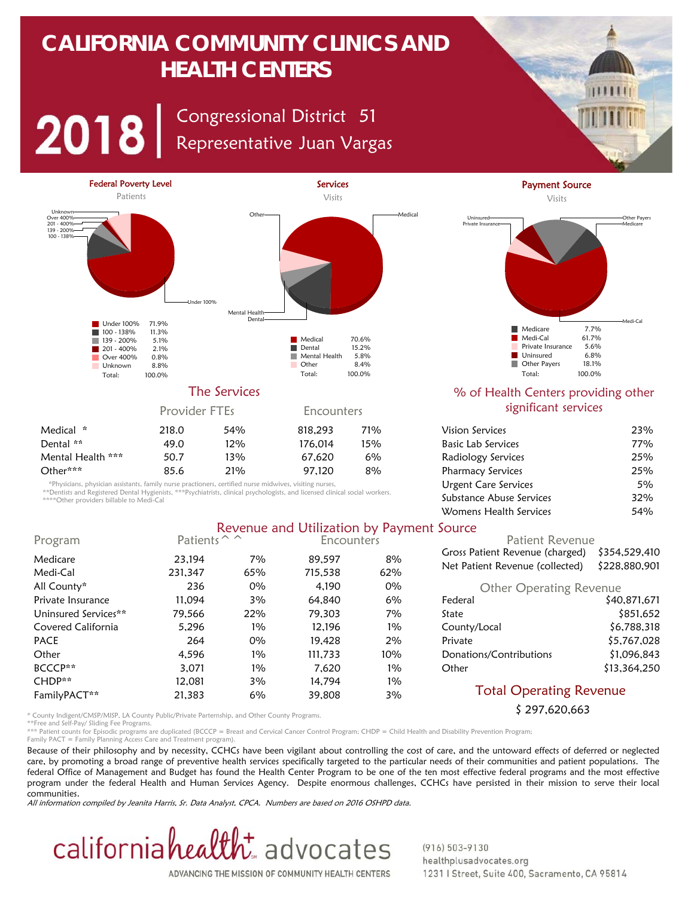# CALIFORNIA COMMUNITY CLINICS AND HEALTH CENTERS

## 2018 | Congressional District 51
## Representative Juan Vargas

### Federal Poverty Level
Patients

Unknown
Over 400%
201 - 400%
139 - 200%
100 - 138%
Under 100%

Under 100% 71.9%
100 - 138% 11.3%
139 - 200% 5.1%
201 - 400% 2.1%
Over 400% 0.8%
Unknown 8.8%
Total: 100.0%

### Services
Visits

Other
Medical
Mental Health
Dental

Medical 70.6%
Dental 15.2%
Mental Health 5.8%
Other 8.4%
Total: 100.0%

### Payment Source
Visits

Uninsured
Private Insurance
Other Payers
Medicare
Medi-Cal

Medicare 7.7%
Medi-Cal 61.7%
Private Insurance 5.6%
Uninsured 6.8%
Other Payers 18.1%
Total: 100.0%

## The Services

| | Provider FTEs | | Encounters | |
|---|---|---|---|---|
| Medical * | 218.0 | 54% | 818,293 | 71% |
| Dental ** | 49.0 | 12% | 176,014 | 15% |
| Mental Health *** | 50.7 | 13% | 67,620 | 6% |
| Other*** | 85.6 | 21% | 97,120 | 8% |

*Physicians, physician assistants, family nurse practioners, certified nurse midwives, visiting nurses,
**Dentists and Registered Dental Hygienists, ***Psychiatrists, clinical psychologists, and licensed clinical social workers.
****Other providers billable to Medi-Cal

## % of Health Centers providing other significant services

| | |
|---|---|
| Vision Services | 23% |
| Basic Lab Services | 77% |
| Radiology Services | 25% |
| Pharmacy Services | 25% |
| Urgent Care Services | 5% |
| Substance Abuse Services | 32% |
| Womens Health Services | 54% |

## Revenue and Utilization by Payment Source

| Program | Patients^ ^ | | Encounters | |
|---|---|---|---|---|
| Medicare | 23,194 | 7% | 89,597 | 8% |
| Medi-Cal | 231,347 | 65% | 715,538 | 62% |
| All County* | 236 | 0% | 4,190 | 0% |
| Private Insurance | 11,094 | 3% | 64,840 | 6% |
| Uninsured Services** | 79,566 | 22% | 79,303 | 7% |
| Covered California | 5,296 | 1% | 12,196 | 1% |
| PACE | 264 | 0% | 19,428 | 2% |
| Other | 4,596 | 1% | 111,733 | 10% |
| BCCCP** | 3,071 | 1% | 7,620 | 1% |
| CHDP** | 12,081 | 3% | 14,794 | 1% |
| FamilyPACT** | 21,383 | 6% | 39,808 | 3% |

### Patient Revenue

| | |
|---|---|
| Gross Patient Revenue (charged) | $354,529,410 |
| Net Patient Revenue (collected) | $228,880,901 |

### Other Operating Revenue

| | |
|---|---|
| Federal | $40,871,671 |
| State | $851,652 |
| County/Local | $6,788,318 |
| Private | $5,767,028 |
| Donations/Contributions | $1,096,843 |
| Other | $13,364,250 |

### Total Operating Revenue
$ 297,620,663

\* County Indigent/CMSP/MISP, LA County Public/Private Parternship, and Other County Programs.
**Free and Self-Pay/ Sliding Fee Programs.
*** Patient counts for Episodic programs are duplicated (BCCCP = Breast and Cervical Cancer Control Program; CHDP = Child Health and Disability Prevention Program;
Family PACT = Family Planning Access Care and Treatment program).

Because of their philosophy and by necessity, CCHCs have been vigilant about controlling the cost of care, and the untoward effects of deferred or neglected care, by promoting a broad range of preventive health services specifically targeted to the particular needs of their communities and patient populations. The federal Office of Management and Budget has found the Health Center Program to be one of the ten most effective federal programs and the most effective program under the federal Health and Human Services Agency. Despite enormous challenges, CCHCs have persisted in their mission to serve their local communities.

*All information compiled by Jeanita Harris, Sr. Data Analyst, CPCA. Numbers are based on 2016 OSHPD data.*

california health+ advocates
ADVANCING THE MISSION OF COMMUNITY HEALTH CENTERS

(916) 503-9130
healthplusadvocates.org
1231 I Street, Suite 400, Sacramento, CA 95814